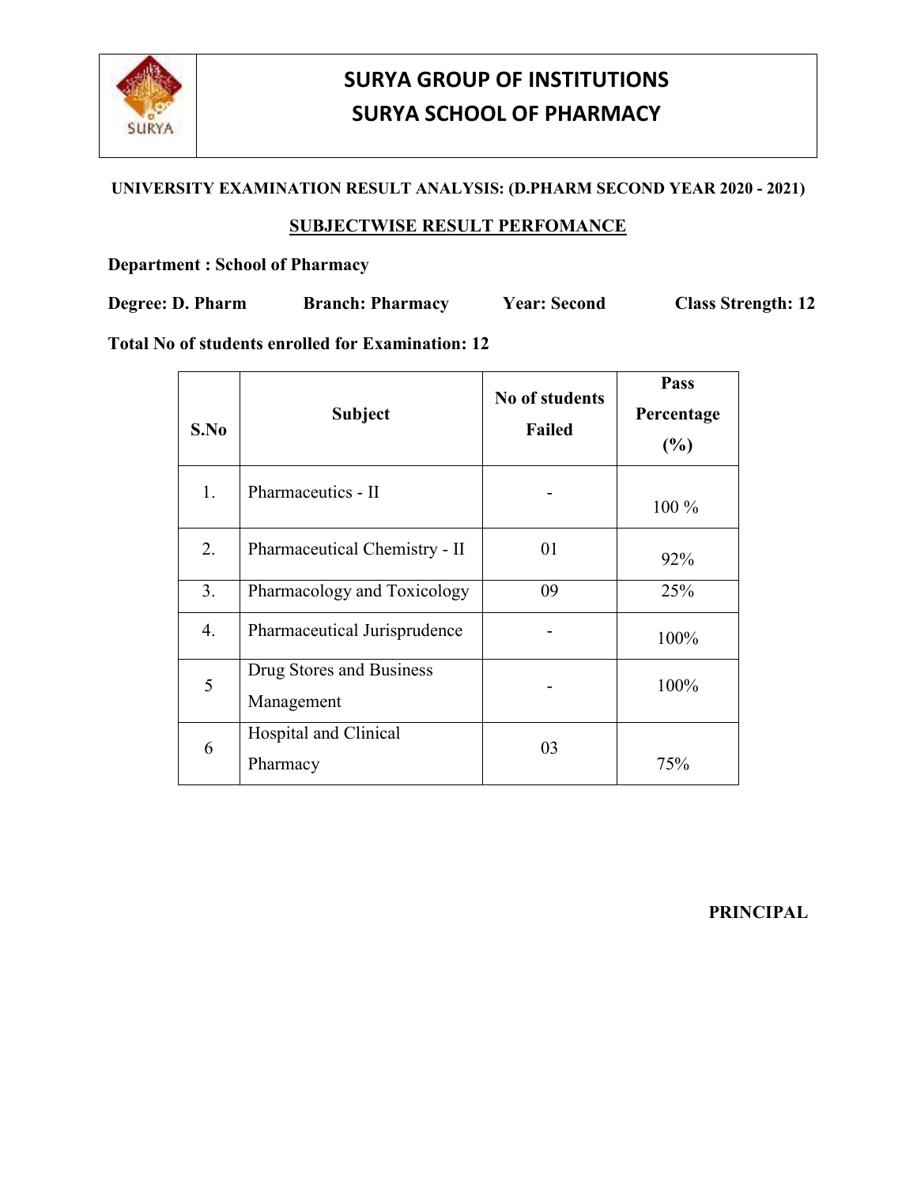# SURYA GROUP OF INSTITUTIONS
# SURYA SCHOOL OF PHARMACY

**UNIVERSITY EXAMINATION RESULT ANALYSIS: (D.PHARM SECOND YEAR 2020 - 2021)**

**SUBJECTWISE RESULT PERFOMANCE**

**Department : School of Pharmacy**

**Degree: D. Pharm** **Branch: Pharmacy** **Year: Second** **Class Strength: 12**

**Total No of students enrolled for Examination: 12**

| S.No | Subject | No of students Failed | Pass Percentage (%) |
|---|---|---|---|
| 1. | Pharmaceutics - II | - | 100 % |
| 2. | Pharmaceutical Chemistry - II | 01 | 92% |
| 3. | Pharmacology and Toxicology | 09 | 25% |
| 4. | Pharmaceutical Jurisprudence | - | 100% |
| 5 | Drug Stores and Business Management | - | 100% |
| 6 | Hospital and Clinical Pharmacy | 03 | 75% |

**PRINCIPAL**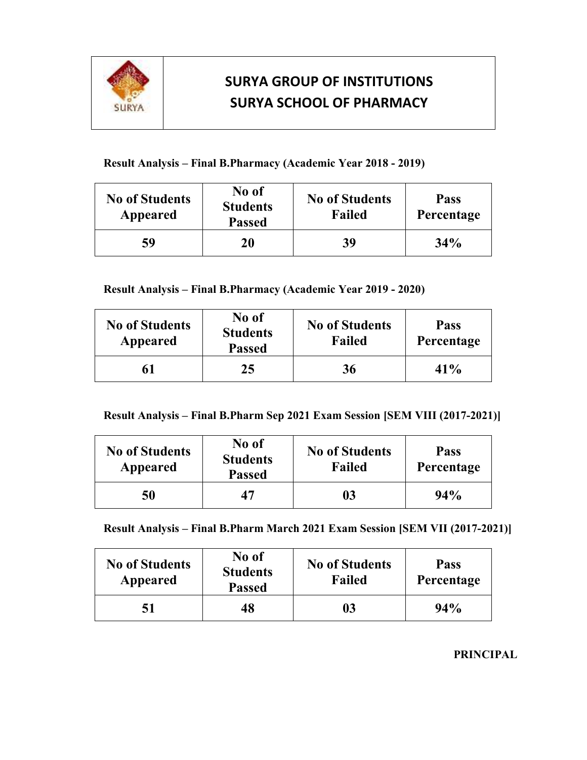# SURYA GROUP OF INSTITUTIONS
## SURYA SCHOOL OF PHARMACY

**Result Analysis – Final B.Pharmacy (Academic Year 2018 - 2019)**

| No of Students Appeared | No of Students Passed | No of Students Failed | Pass Percentage |
|---|---|---|---|
| 59 | 20 | 39 | 34% |

**Result Analysis – Final B.Pharmacy (Academic Year 2019 - 2020)**

| No of Students Appeared | No of Students Passed | No of Students Failed | Pass Percentage |
|---|---|---|---|
| 61 | 25 | 36 | 41% |

**Result Analysis – Final B.Pharm Sep 2021 Exam Session [SEM VIII (2017-2021)]**

| No of Students Appeared | No of Students Passed | No of Students Failed | Pass Percentage |
|---|---|---|---|
| 50 | 47 | 03 | 94% |

**Result Analysis – Final B.Pharm March 2021 Exam Session [SEM VII (2017-2021)]**

| No of Students Appeared | No of Students Passed | No of Students Failed | Pass Percentage |
|---|---|---|---|
| 51 | 48 | 03 | 94% |

**PRINCIPAL**